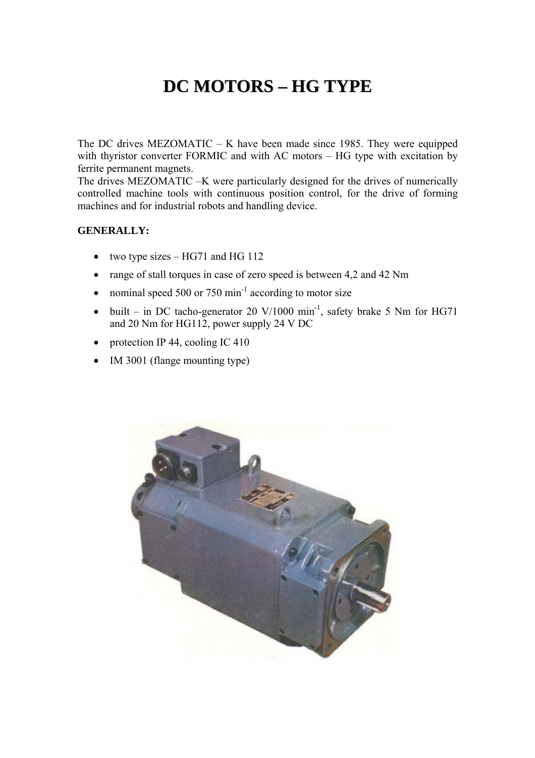# DC MOTORS – HG TYPE

The DC drives MEZOMATIC – K have been made since 1985. They were equipped with thyristor converter FORMIC and with AC motors – HG type with excitation by ferrite permanent magnets.
The drives MEZOMATIC –K were particularly designed for the drives of numerically controlled machine tools with continuous position control, for the drive of forming machines and for industrial robots and handling device.

**GENERALLY:**

- two type sizes – HG71 and HG 112
- range of stall torques in case of zero speed is between 4,2 and 42 Nm
- nominal speed 500 or 750 min$^{-1}$ according to motor size
- built – in DC tacho-generator 20 V/1000 min$^{-1}$, safety brake 5 Nm for HG71 and 20 Nm for HG112, power supply 24 V DC
- protection IP 44, cooling IC 410
- IM 3001 (flange mounting type)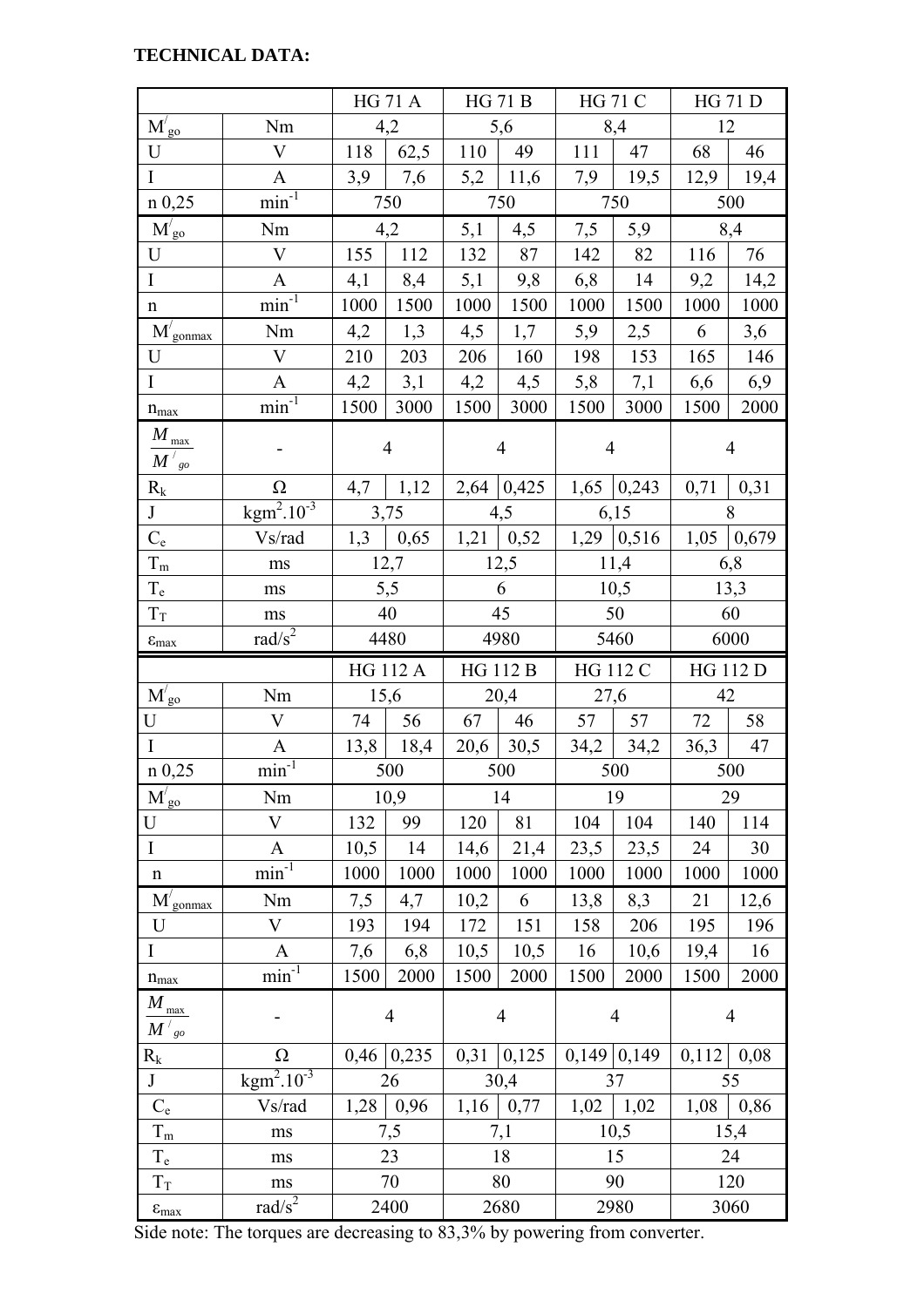**TECHNICAL DATA:**

| | | HG 71 A | | HG 71 B | | HG 71 C | | HG 71 D | |
|---|---|---|---|---|---|---|---|---|---|
| $M'_{go}$ | Nm | 4,2 | | 5,6 | | 8,4 | | 12 | |
| U | V | 118 | 62,5 | 110 | 49 | 111 | 47 | 68 | 46 |
| I | A | 3,9 | 7,6 | 5,2 | 11,6 | 7,9 | 19,5 | 12,9 | 19,4 |
| n 0,25 | $min^{-1}$ | 750 | | 750 | | 750 | | 500 | |
| $M'_{go}$ | Nm | 4,2 | | 5,1 | 4,5 | 7,5 | 5,9 | 8,4 | |
| U | V | 155 | 112 | 132 | 87 | 142 | 82 | 116 | 76 |
| I | A | 4,1 | 8,4 | 5,1 | 9,8 | 6,8 | 14 | 9,2 | 14,2 |
| n | $min^{-1}$ | 1000 | 1500 | 1000 | 1500 | 1000 | 1500 | 1000 | 1000 |
| $M'_{gonmax}$ | Nm | 4,2 | 1,3 | 4,5 | 1,7 | 5,9 | 2,5 | 6 | 3,6 |
| U | V | 210 | 203 | 206 | 160 | 198 | 153 | 165 | 146 |
| I | A | 4,2 | 3,1 | 4,2 | 4,5 | 5,8 | 7,1 | 6,6 | 6,9 |
| $n_{max}$ | $min^{-1}$ | 1500 | 3000 | 1500 | 3000 | 1500 | 3000 | 1500 | 2000 |
| $\frac{M_{max}}{M'_{go}}$ | - | 4 | | 4 | | 4 | | 4 | |
| $R_k$ | Ω | 4,7 | 1,12 | 2,64 | 0,425 | 1,65 | 0,243 | 0,71 | 0,31 |
| J | $kgm^2.10^{-3}$ | 3,75 | | 4,5 | | 6,15 | | 8 | |
| $C_e$ | Vs/rad | 1,3 | 0,65 | 1,21 | 0,52 | 1,29 | 0,516 | 1,05 | 0,679 |
| $T_m$ | ms | 12,7 | | 12,5 | | 11,4 | | 6,8 | |
| $T_e$ | ms | 5,5 | | 6 | | 10,5 | | 13,3 | |
| $T_T$ | ms | 40 | | 45 | | 50 | | 60 | |
| $\varepsilon_{max}$ | $rad/s^2$ | 4480 | | 4980 | | 5460 | | 6000 | |

| | | HG 112 A | | HG 112 B | | HG 112 C | | HG 112 D | |
|---|---|---|---|---|---|---|---|---|---|
| $M'_{go}$ | Nm | 15,6 | | 20,4 | | 27,6 | | 42 | |
| U | V | 74 | 56 | 67 | 46 | 57 | 57 | 72 | 58 |
| I | A | 13,8 | 18,4 | 20,6 | 30,5 | 34,2 | 34,2 | 36,3 | 47 |
| n 0,25 | $min^{-1}$ | 500 | | 500 | | 500 | | 500 | |
| $M'_{go}$ | Nm | 10,9 | | 14 | | 19 | | 29 | |
| U | V | 132 | 99 | 120 | 81 | 104 | 104 | 140 | 114 |
| I | A | 10,5 | 14 | 14,6 | 21,4 | 23,5 | 23,5 | 24 | 30 |
| n | $min^{-1}$ | 1000 | 1000 | 1000 | 1000 | 1000 | 1000 | 1000 | 1000 |
| $M'_{gonmax}$ | Nm | 7,5 | 4,7 | 10,2 | 6 | 13,8 | 8,3 | 21 | 12,6 |
| U | V | 193 | 194 | 172 | 151 | 158 | 206 | 195 | 196 |
| I | A | 7,6 | 6,8 | 10,5 | 10,5 | 16 | 10,6 | 19,4 | 16 |
| $n_{max}$ | $min^{-1}$ | 1500 | 2000 | 1500 | 2000 | 1500 | 2000 | 1500 | 2000 |
| $\frac{M_{max}}{M'_{go}}$ | - | 4 | | 4 | | 4 | | 4 | |
| $R_k$ | Ω | 0,46 | 0,235 | 0,31 | 0,125 | 0,149 | 0,149 | 0,112 | 0,08 |
| J | $kgm^2.10^{-3}$ | 26 | | 30,4 | | 37 | | 55 | |
| $C_e$ | Vs/rad | 1,28 | 0,96 | 1,16 | 0,77 | 1,02 | 1,02 | 1,08 | 0,86 |
| $T_m$ | ms | 7,5 | | 7,1 | | 10,5 | | 15,4 | |
| $T_e$ | ms | 23 | | 18 | | 15 | | 24 | |
| $T_T$ | ms | 70 | | 80 | | 90 | | 120 | |
| $\varepsilon_{max}$ | $rad/s^2$ | 2400 | | 2680 | | 2980 | | 3060 | |

Side note: The torques are decreasing to 83,3% by powering from converter.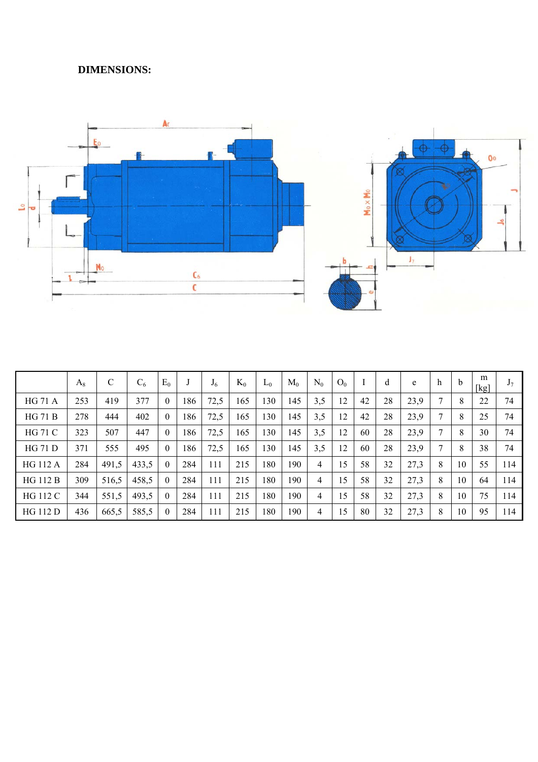**DIMENSIONS:**

| | $A_8$ | C | $C_6$ | $E_0$ | J | $J_6$ | $K_0$ | $L_0$ | $M_0$ | $N_0$ | $O_0$ | I | d | e | h | b | m [kg] | $J_7$ |
|---|---|---|---|---|---|---|---|---|---|---|---|---|---|---|---|---|---|---|
| HG 71 A | 253 | 419 | 377 | 0 | 186 | 72,5 | 165 | 130 | 145 | 3,5 | 12 | 42 | 28 | 23,9 | 7 | 8 | 22 | 74 |
| HG 71 B | 278 | 444 | 402 | 0 | 186 | 72,5 | 165 | 130 | 145 | 3,5 | 12 | 42 | 28 | 23,9 | 7 | 8 | 25 | 74 |
| HG 71 C | 323 | 507 | 447 | 0 | 186 | 72,5 | 165 | 130 | 145 | 3,5 | 12 | 60 | 28 | 23,9 | 7 | 8 | 30 | 74 |
| HG 71 D | 371 | 555 | 495 | 0 | 186 | 72,5 | 165 | 130 | 145 | 3,5 | 12 | 60 | 28 | 23,9 | 7 | 8 | 38 | 74 |
| HG 112 A | 284 | 491,5 | 433,5 | 0 | 284 | 111 | 215 | 180 | 190 | 4 | 15 | 58 | 32 | 27,3 | 8 | 10 | 55 | 114 |
| HG 112 B | 309 | 516,5 | 458,5 | 0 | 284 | 111 | 215 | 180 | 190 | 4 | 15 | 58 | 32 | 27,3 | 8 | 10 | 64 | 114 |
| HG 112 C | 344 | 551,5 | 493,5 | 0 | 284 | 111 | 215 | 180 | 190 | 4 | 15 | 58 | 32 | 27,3 | 8 | 10 | 75 | 114 |
| HG 112 D | 436 | 665,5 | 585,5 | 0 | 284 | 111 | 215 | 180 | 190 | 4 | 15 | 80 | 32 | 27,3 | 8 | 10 | 95 | 114 |